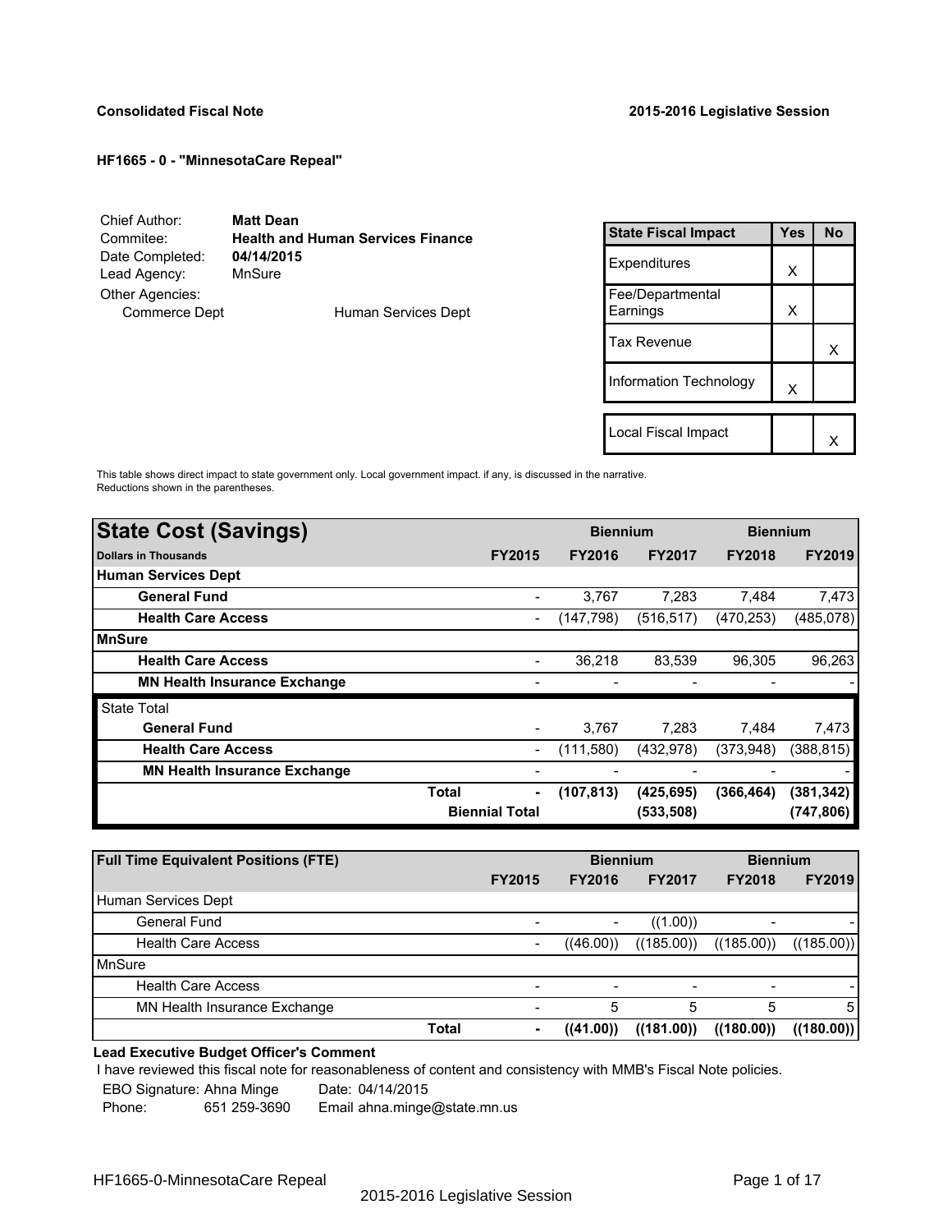**Consolidated Fiscal Note** **2015-2016 Legislative Session**

**HF1665 - 0 - "MinnesotaCare Repeal"**

| | |
|---|---|
| Chief Author: | **Matt Dean** |
| Commitee: | **Health and Human Services Finance** |
| Date Completed: | **04/14/2015** |
| Lead Agency: | MnSure |
| Other Agencies: | |
| Commerce Dept | Human Services Dept |

| State Fiscal Impact | Yes | No |
|---|---|---|
| Expenditures | X | |
| Fee/Departmental Earnings | X | |
| Tax Revenue | | X |
| Information Technology | X | |
| Local Fiscal Impact | | X |

This table shows direct impact to state government only. Local government impact. if any, is discussed in the narrative.
Reductions shown in the parentheses.

| **State Cost (Savings)** | | | **Biennium** | | **Biennium** | |
|---|---|---|---|---|---|---|
| **Dollars in Thousands** | | **FY2015** | **FY2016** | **FY2017** | **FY2018** | **FY2019** |
| **Human Services Dept** | | | | | | |
| **General Fund** | | - | 3,767 | 7,283 | 7,484 | 7,473 |
| **Health Care Access** | | - | (147,798) | (516,517) | (470,253) | (485,078) |
| **MnSure** | | | | | | |
| **Health Care Access** | | - | 36,218 | 83,539 | 96,305 | 96,263 |
| **MN Health Insurance Exchange** | | - | - | - | - | - |
| State Total | | | | | | |
| **General Fund** | | - | 3,767 | 7,283 | 7,484 | 7,473 |
| **Health Care Access** | | - | (111,580) | (432,978) | (373,948) | (388,815) |
| **MN Health Insurance Exchange** | | - | - | - | - | - |
| | **Total** | **-** | **(107,813)** | **(425,695)** | **(366,464)** | **(381,342)** |
| | **Biennial Total** | | | **(533,508)** | | **(747,806)** |

| **Full Time Equivalent Positions (FTE)** | | | **Biennium** | | **Biennium** | |
|---|---|---|---|---|---|---|
| | | **FY2015** | **FY2016** | **FY2017** | **FY2018** | **FY2019** |
| Human Services Dept | | | | | | |
| General Fund | | - | - | ((1.00)) | - | - |
| Health Care Access | | - | ((46.00)) | ((185.00)) | ((185.00)) | ((185.00)) |
| MnSure | | | | | | |
| Health Care Access | | - | - | - | - | - |
| MN Health Insurance Exchange | | - | 5 | 5 | 5 | 5 |
| | **Total** | **-** | **((41.00))** | **((181.00))** | **((180.00))** | **((180.00))** |

**Lead Executive Budget Officer's Comment**

I have reviewed this fiscal note for reasonableness of content and consistency with MMB's Fiscal Note policies.

EBO Signature: Ahna Minge Date: 04/14/2015

Phone: 651 259-3690 Email ahna.minge@state.mn.us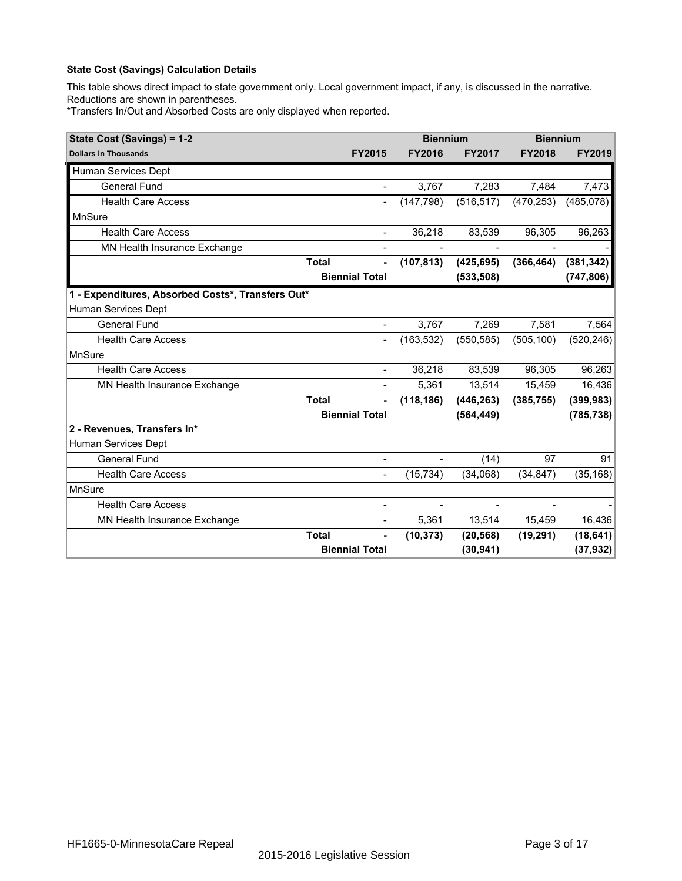**State Cost (Savings) Calculation Details**

This table shows direct impact to state government only. Local government impact, if any, is discussed in the narrative. Reductions are shown in parentheses.

*Transfers In/Out and Absorbed Costs are only displayed when reported.

| State Cost (Savings) = 1-2 | | | Biennium | | Biennium | |
|---|---|---|---|---|---|---|
| **Dollars in Thousands** | | **FY2015** | **FY2016** | **FY2017** | **FY2018** | **FY2019** |
| Human Services Dept | | | | | | |
| General Fund | | - | 3,767 | 7,283 | 7,484 | 7,473 |
| Health Care Access | | - | (147,798) | (516,517) | (470,253) | (485,078) |
| MnSure | | | | | | |
| Health Care Access | | - | 36,218 | 83,539 | 96,305 | 96,263 |
| MN Health Insurance Exchange | | - | - | - | - | - |
| | **Total** | **-** | **(107,813)** | **(425,695)** | **(366,464)** | **(381,342)** |
| | **Biennial Total** | | | **(533,508)** | | **(747,806)** |
| **1 - Expenditures, Absorbed Costs*, Transfers Out*** | | | | | | |
| Human Services Dept | | | | | | |
| General Fund | | - | 3,767 | 7,269 | 7,581 | 7,564 |
| Health Care Access | | - | (163,532) | (550,585) | (505,100) | (520,246) |
| MnSure | | | | | | |
| Health Care Access | | - | 36,218 | 83,539 | 96,305 | 96,263 |
| MN Health Insurance Exchange | | - | 5,361 | 13,514 | 15,459 | 16,436 |
| | **Total** | **-** | **(118,186)** | **(446,263)** | **(385,755)** | **(399,983)** |
| | **Biennial Total** | | | **(564,449)** | | **(785,738)** |
| **2 - Revenues, Transfers In*** | | | | | | |
| Human Services Dept | | | | | | |
| General Fund | | - | - | (14) | 97 | 91 |
| Health Care Access | | - | (15,734) | (34,068) | (34,847) | (35,168) |
| MnSure | | | | | | |
| Health Care Access | | - | - | - | - | - |
| MN Health Insurance Exchange | | - | 5,361 | 13,514 | 15,459 | 16,436 |
| | **Total** | **-** | **(10,373)** | **(20,568)** | **(19,291)** | **(18,641)** |
| | **Biennial Total** | | | **(30,941)** | | **(37,932)** |

HF1665-0-MinnesotaCare Repeal

2015-2016 Legislative Session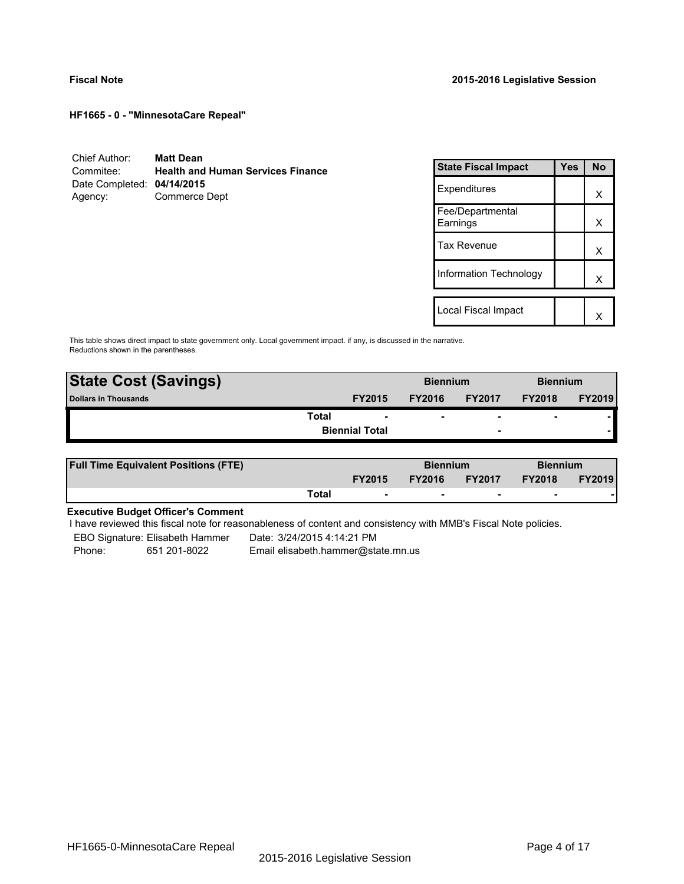**Fiscal Note** **2015-2016 Legislative Session**

**HF1665 - 0 - "MinnesotaCare Repeal"**

| | |
|---|---|
| Chief Author: | **Matt Dean** |
| Commitee: | **Health and Human Services Finance** |
| Date Completed: | **04/14/2015** |
| Agency: | Commerce Dept |

| State Fiscal Impact | Yes | No |
|---|---|---|
| Expenditures | | X |
| Fee/Departmental Earnings | | X |
| Tax Revenue | | X |
| Information Technology | | X |
| Local Fiscal Impact | | X |

This table shows direct impact to state government only. Local government impact. if any, is discussed in the narrative.
Reductions shown in the parentheses.

| **State Cost (Savings)** | | Biennium | | Biennium | |
|---|---|---|---|---|---|
| **Dollars in Thousands** | **FY2015** | **FY2016** | **FY2017** | **FY2018** | **FY2019** |
| **Total** | - | - | - | - | - |
| **Biennial Total** | | | - | | - |

| **Full Time Equivalent Positions (FTE)** | | Biennium | | Biennium | |
|---|---|---|---|---|---|
| | **FY2015** | **FY2016** | **FY2017** | **FY2018** | **FY2019** |
| **Total** | - | - | - | - | - |

**Executive Budget Officer's Comment**

I have reviewed this fiscal note for reasonableness of content and consistency with MMB's Fiscal Note policies.

EBO Signature: Elisabeth Hammer Date: 3/24/2015 4:14:21 PM
Phone: 651 201-8022 Email elisabeth.hammer@state.mn.us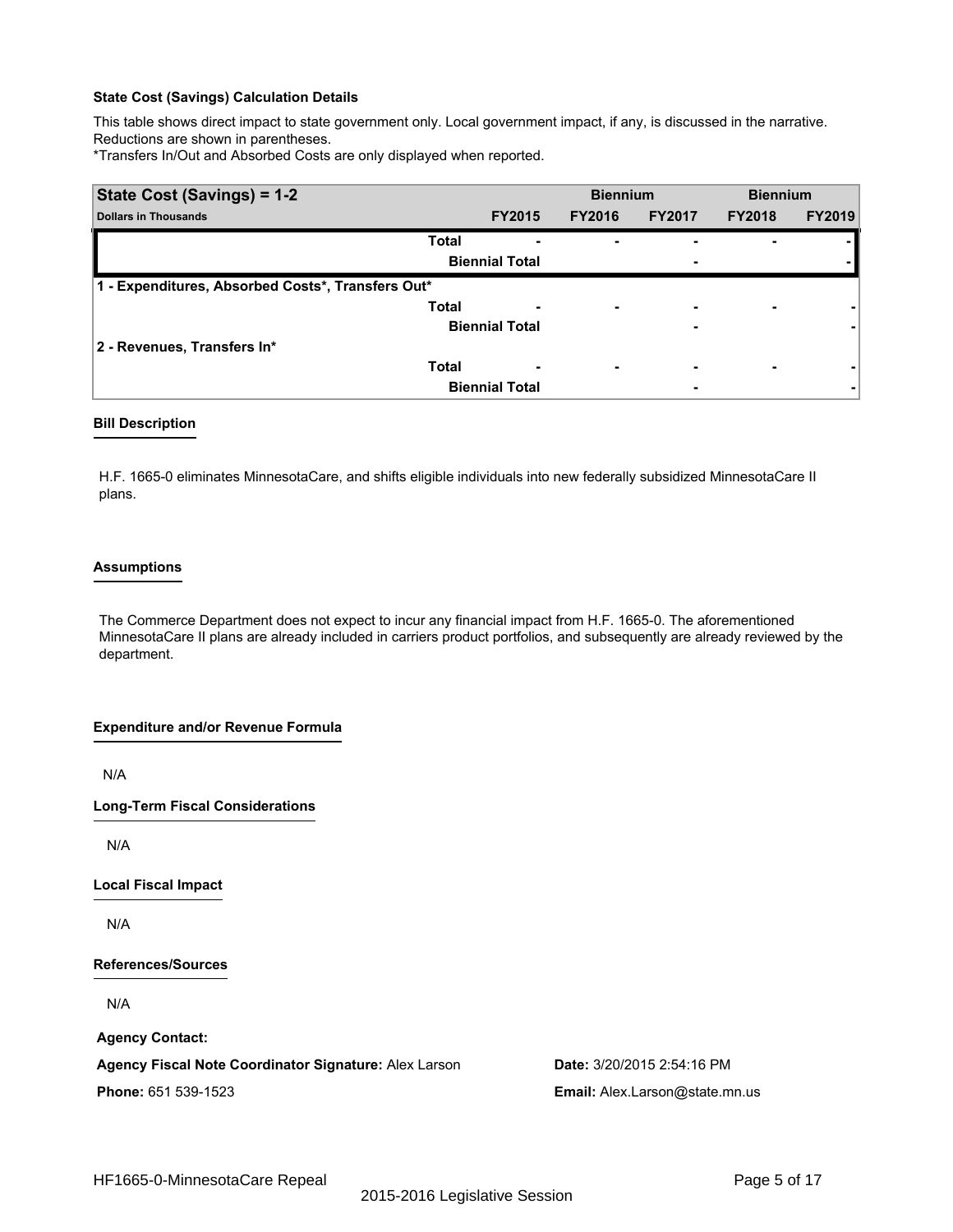**State Cost (Savings) Calculation Details**

This table shows direct impact to state government only. Local government impact, if any, is discussed in the narrative. Reductions are shown in parentheses.

*Transfers In/Out and Absorbed Costs are only displayed when reported.

| State Cost (Savings) = 1-2 | | | Biennium | | Biennium | |
|---|---|---|---|---|---|---|
| Dollars in Thousands | | FY2015 | FY2016 | FY2017 | FY2018 | FY2019 |
| | Total | - | - | - | - | - |
| | Biennial Total | | | - | | - |
| 1 - Expenditures, Absorbed Costs*, Transfers Out* | | | | | | |
| | Total | - | - | - | - | - |
| | Biennial Total | | | - | | - |
| 2 - Revenues, Transfers In* | | | | | | |
| | Total | - | - | - | - | - |
| | Biennial Total | | | - | | - |

**Bill Description**

H.F. 1665-0 eliminates MinnesotaCare, and shifts eligible individuals into new federally subsidized MinnesotaCare II plans.

**Assumptions**

The Commerce Department does not expect to incur any financial impact from H.F. 1665-0. The aforementioned MinnesotaCare II plans are already included in carriers product portfolios, and subsequently are already reviewed by the department.

**Expenditure and/or Revenue Formula**

N/A

**Long-Term Fiscal Considerations**

N/A

**Local Fiscal Impact**

N/A

**References/Sources**

N/A

**Agency Contact:**

**Agency Fiscal Note Coordinator Signature:** Alex Larson

**Date:** 3/20/2015 2:54:16 PM

**Phone:** 651 539-1523

**Email:** Alex.Larson@state.mn.us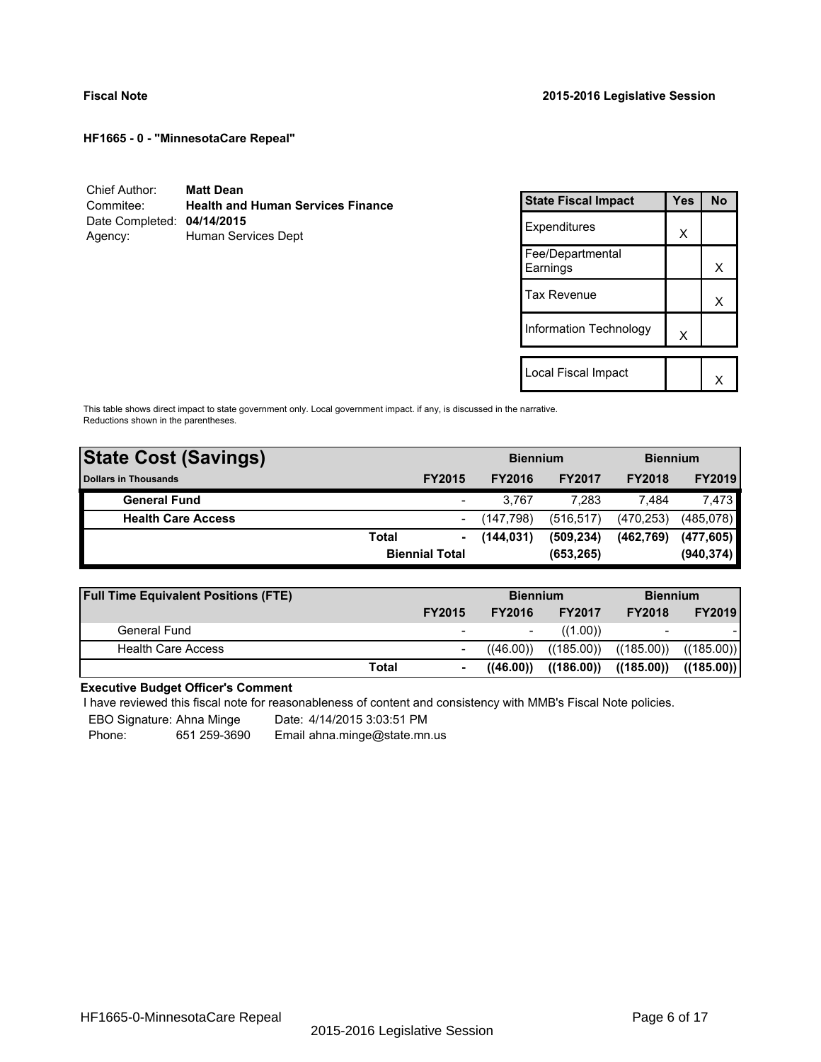**Fiscal Note** **2015-2016 Legislative Session**

**HF1665 - 0 - "MinnesotaCare Repeal"**

Chief Author: **Matt Dean**
Commitee: **Health and Human Services Finance**
Date Completed: **04/14/2015**
Agency: Human Services Dept

| State Fiscal Impact | Yes | No |
|---|---|---|
| Expenditures | X | |
| Fee/Departmental Earnings | | X |
| Tax Revenue | | X |
| Information Technology | X | |
| | | |
| Local Fiscal Impact | | X |

This table shows direct impact to state government only. Local government impact. if any, is discussed in the narrative. Reductions shown in the parentheses.

| State Cost (Savings) | | | Biennium | | Biennium | |
|---|---|---|---|---|---|---|
| Dollars in Thousands | | FY2015 | FY2016 | FY2017 | FY2018 | FY2019 |
| **General Fund** | | - | 3,767 | 7,283 | 7,484 | 7,473 |
| **Health Care Access** | | - | (147,798) | (516,517) | (470,253) | (485,078) |
| | **Total** | **-** | **(144,031)** | **(509,234)** | **(462,769)** | **(477,605)** |
| | | **Biennial Total** | | **(653,265)** | | **(940,374)** |

| Full Time Equivalent Positions (FTE) | | | Biennium | | Biennium | |
|---|---|---|---|---|---|---|
| | | FY2015 | FY2016 | FY2017 | FY2018 | FY2019 |
| General Fund | | - | - | ((1.00)) | - | - |
| Health Care Access | | - | ((46.00)) | ((185.00)) | ((185.00)) | ((185.00)) |
| | **Total** | **-** | **((46.00))** | **((186.00))** | **((185.00))** | **((185.00))** |

**Executive Budget Officer's Comment**

I have reviewed this fiscal note for reasonableness of content and consistency with MMB's Fiscal Note policies.

EBO Signature: Ahna Minge Date: 4/14/2015 3:03:51 PM
Phone: 651 259-3690 Email ahna.minge@state.mn.us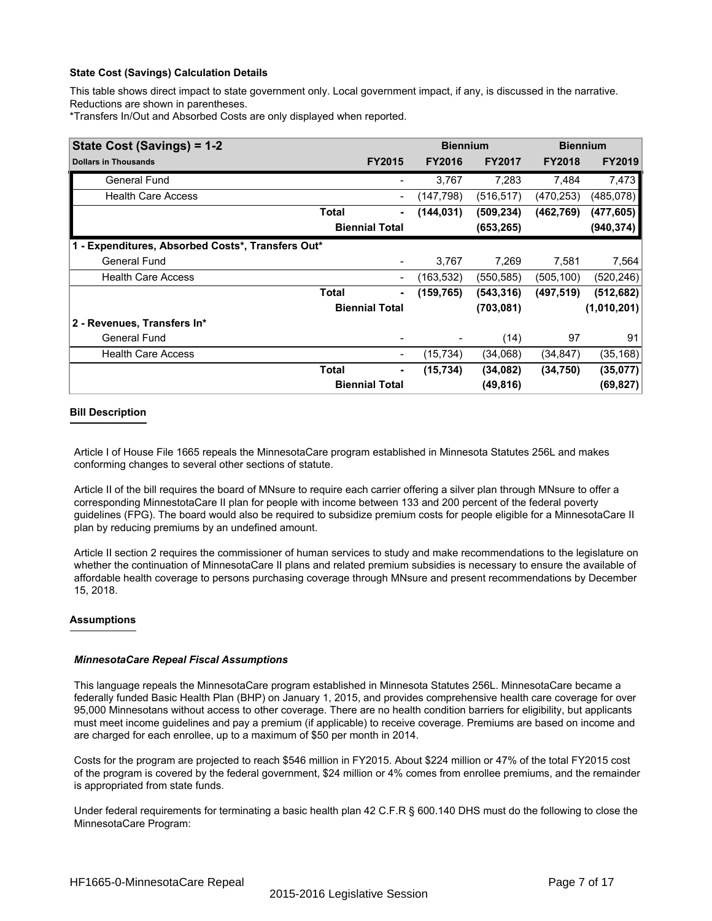**State Cost (Savings) Calculation Details**

This table shows direct impact to state government only. Local government impact, if any, is discussed in the narrative. Reductions are shown in parentheses.

*Transfers In/Out and Absorbed Costs are only displayed when reported.

| State Cost (Savings) = 1-2 | | | Biennium | | Biennium | |
|---|---|---|---|---|---|---|
| Dollars in Thousands | | FY2015 | FY2016 | FY2017 | FY2018 | FY2019 |
| General Fund | | - | 3,767 | 7,283 | 7,484 | 7,473 |
| Health Care Access | | - | (147,798) | (516,517) | (470,253) | (485,078) |
| | Total | - | (144,031) | (509,234) | (462,769) | (477,605) |
| | Biennial Total | | | (653,265) | | (940,374) |
| **1 - Expenditures, Absorbed Costs*, Transfers Out*** | | | | | | |
| General Fund | | - | 3,767 | 7,269 | 7,581 | 7,564 |
| Health Care Access | | - | (163,532) | (550,585) | (505,100) | (520,246) |
| | Total | - | (159,765) | (543,316) | (497,519) | (512,682) |
| | Biennial Total | | | (703,081) | | (1,010,201) |
| **2 - Revenues, Transfers In*** | | | | | | |
| General Fund | | - | - | (14) | 97 | 91 |
| Health Care Access | | - | (15,734) | (34,068) | (34,847) | (35,168) |
| | Total | - | (15,734) | (34,082) | (34,750) | (35,077) |
| | Biennial Total | | | (49,816) | | (69,827) |

## Bill Description

Article I of House File 1665 repeals the MinnesotaCare program established in Minnesota Statutes 256L and makes conforming changes to several other sections of statute.

Article II of the bill requires the board of MNsure to require each carrier offering a silver plan through MNsure to offer a corresponding MinnestotaCare II plan for people with income between 133 and 200 percent of the federal poverty guidelines (FPG). The board would also be required to subsidize premium costs for people eligible for a MinnesotaCare II plan by reducing premiums by an undefined amount.

Article II section 2 requires the commissioner of human services to study and make recommendations to the legislature on whether the continuation of MinnesotaCare II plans and related premium subsidies is necessary to ensure the available of affordable health coverage to persons purchasing coverage through MNsure and present recommendations by December 15, 2018.

## Assumptions

***MinnesotaCare Repeal Fiscal Assumptions***

This language repeals the MinnesotaCare program established in Minnesota Statutes 256L. MinnesotaCare became a federally funded Basic Health Plan (BHP) on January 1, 2015, and provides comprehensive health care coverage for over 95,000 Minnesotans without access to other coverage. There are no health condition barriers for eligibility, but applicants must meet income guidelines and pay a premium (if applicable) to receive coverage. Premiums are based on income and are charged for each enrollee, up to a maximum of $50 per month in 2014.

Costs for the program are projected to reach $546 million in FY2015. About $224 million or 47% of the total FY2015 cost of the program is covered by the federal government, $24 million or 4% comes from enrollee premiums, and the remainder is appropriated from state funds.

Under federal requirements for terminating a basic health plan 42 C.F.R § 600.140 DHS must do the following to close the MinnesotaCare Program: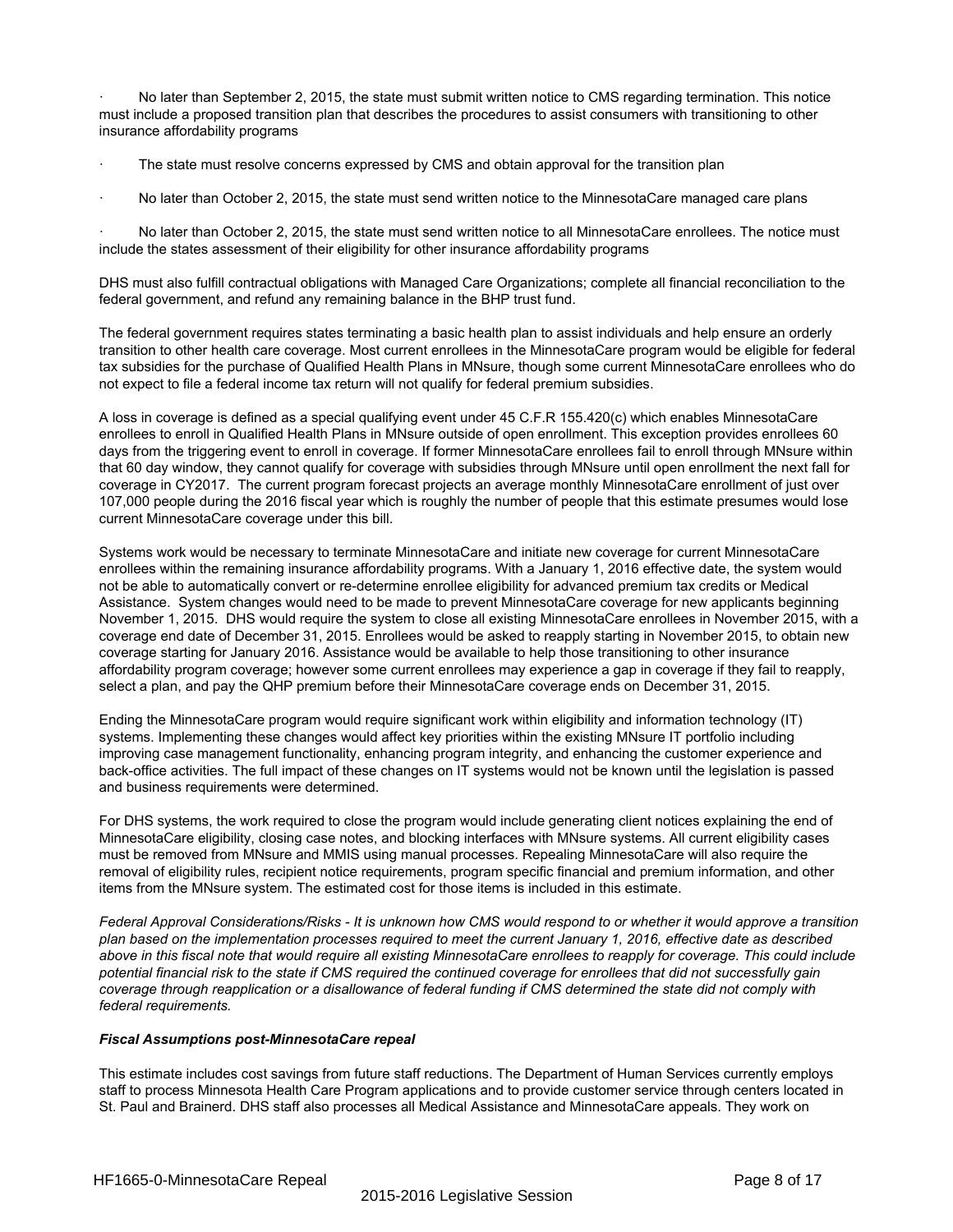- No later than September 2, 2015, the state must submit written notice to CMS regarding termination. This notice must include a proposed transition plan that describes the procedures to assist consumers with transitioning to other insurance affordability programs
- The state must resolve concerns expressed by CMS and obtain approval for the transition plan
- No later than October 2, 2015, the state must send written notice to the MinnesotaCare managed care plans
- No later than October 2, 2015, the state must send written notice to all MinnesotaCare enrollees. The notice must include the states assessment of their eligibility for other insurance affordability programs

DHS must also fulfill contractual obligations with Managed Care Organizations; complete all financial reconciliation to the federal government, and refund any remaining balance in the BHP trust fund.

The federal government requires states terminating a basic health plan to assist individuals and help ensure an orderly transition to other health care coverage. Most current enrollees in the MinnesotaCare program would be eligible for federal tax subsidies for the purchase of Qualified Health Plans in MNsure, though some current MinnesotaCare enrollees who do not expect to file a federal income tax return will not qualify for federal premium subsidies.

A loss in coverage is defined as a special qualifying event under 45 C.F.R 155.420(c) which enables MinnesotaCare enrollees to enroll in Qualified Health Plans in MNsure outside of open enrollment. This exception provides enrollees 60 days from the triggering event to enroll in coverage. If former MinnesotaCare enrollees fail to enroll through MNsure within that 60 day window, they cannot qualify for coverage with subsidies through MNsure until open enrollment the next fall for coverage in CY2017. The current program forecast projects an average monthly MinnesotaCare enrollment of just over 107,000 people during the 2016 fiscal year which is roughly the number of people that this estimate presumes would lose current MinnesotaCare coverage under this bill.

Systems work would be necessary to terminate MinnesotaCare and initiate new coverage for current MinnesotaCare enrollees within the remaining insurance affordability programs. With a January 1, 2016 effective date, the system would not be able to automatically convert or re-determine enrollee eligibility for advanced premium tax credits or Medical Assistance. System changes would need to be made to prevent MinnesotaCare coverage for new applicants beginning November 1, 2015. DHS would require the system to close all existing MinnesotaCare enrollees in November 2015, with a coverage end date of December 31, 2015. Enrollees would be asked to reapply starting in November 2015, to obtain new coverage starting for January 2016. Assistance would be available to help those transitioning to other insurance affordability program coverage; however some current enrollees may experience a gap in coverage if they fail to reapply, select a plan, and pay the QHP premium before their MinnesotaCare coverage ends on December 31, 2015.

Ending the MinnesotaCare program would require significant work within eligibility and information technology (IT) systems. Implementing these changes would affect key priorities within the existing MNsure IT portfolio including improving case management functionality, enhancing program integrity, and enhancing the customer experience and back-office activities. The full impact of these changes on IT systems would not be known until the legislation is passed and business requirements were determined.

For DHS systems, the work required to close the program would include generating client notices explaining the end of MinnesotaCare eligibility, closing case notes, and blocking interfaces with MNsure systems. All current eligibility cases must be removed from MNsure and MMIS using manual processes. Repealing MinnesotaCare will also require the removal of eligibility rules, recipient notice requirements, program specific financial and premium information, and other items from the MNsure system. The estimated cost for those items is included in this estimate.

*Federal Approval Considerations/Risks - It is unknown how CMS would respond to or whether it would approve a transition plan based on the implementation processes required to meet the current January 1, 2016, effective date as described above in this fiscal note that would require all existing MinnesotaCare enrollees to reapply for coverage. This could include potential financial risk to the state if CMS required the continued coverage for enrollees that did not successfully gain coverage through reapplication or a disallowance of federal funding if CMS determined the state did not comply with federal requirements.*

***Fiscal Assumptions post-MinnesotaCare repeal***

This estimate includes cost savings from future staff reductions. The Department of Human Services currently employs staff to process Minnesota Health Care Program applications and to provide customer service through centers located in St. Paul and Brainerd. DHS staff also processes all Medical Assistance and MinnesotaCare appeals. They work on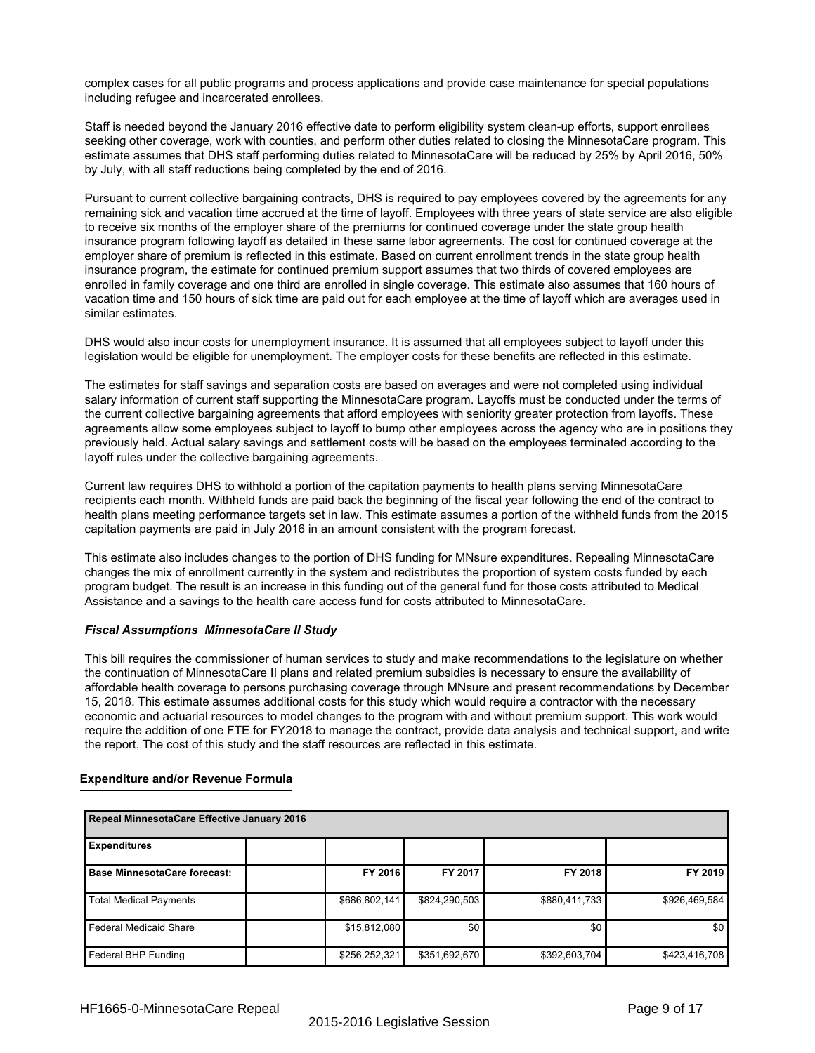complex cases for all public programs and process applications and provide case maintenance for special populations including refugee and incarcerated enrollees.

Staff is needed beyond the January 2016 effective date to perform eligibility system clean-up efforts, support enrollees seeking other coverage, work with counties, and perform other duties related to closing the MinnesotaCare program. This estimate assumes that DHS staff performing duties related to MinnesotaCare will be reduced by 25% by April 2016, 50% by July, with all staff reductions being completed by the end of 2016.

Pursuant to current collective bargaining contracts, DHS is required to pay employees covered by the agreements for any remaining sick and vacation time accrued at the time of layoff. Employees with three years of state service are also eligible to receive six months of the employer share of the premiums for continued coverage under the state group health insurance program following layoff as detailed in these same labor agreements. The cost for continued coverage at the employer share of premium is reflected in this estimate. Based on current enrollment trends in the state group health insurance program, the estimate for continued premium support assumes that two thirds of covered employees are enrolled in family coverage and one third are enrolled in single coverage. This estimate also assumes that 160 hours of vacation time and 150 hours of sick time are paid out for each employee at the time of layoff which are averages used in similar estimates.

DHS would also incur costs for unemployment insurance. It is assumed that all employees subject to layoff under this legislation would be eligible for unemployment. The employer costs for these benefits are reflected in this estimate.

The estimates for staff savings and separation costs are based on averages and were not completed using individual salary information of current staff supporting the MinnesotaCare program. Layoffs must be conducted under the terms of the current collective bargaining agreements that afford employees with seniority greater protection from layoffs. These agreements allow some employees subject to layoff to bump other employees across the agency who are in positions they previously held. Actual salary savings and settlement costs will be based on the employees terminated according to the layoff rules under the collective bargaining agreements.

Current law requires DHS to withhold a portion of the capitation payments to health plans serving MinnesotaCare recipients each month. Withheld funds are paid back the beginning of the fiscal year following the end of the contract to health plans meeting performance targets set in law. This estimate assumes a portion of the withheld funds from the 2015 capitation payments are paid in July 2016 in an amount consistent with the program forecast.

This estimate also includes changes to the portion of DHS funding for MNsure expenditures. Repealing MinnesotaCare changes the mix of enrollment currently in the system and redistributes the proportion of system costs funded by each program budget. The result is an increase in this funding out of the general fund for those costs attributed to Medical Assistance and a savings to the health care access fund for costs attributed to MinnesotaCare.

***Fiscal Assumptions MinnesotaCare II Study***

This bill requires the commissioner of human services to study and make recommendations to the legislature on whether the continuation of MinnesotaCare II plans and related premium subsidies is necessary to ensure the availability of affordable health coverage to persons purchasing coverage through MNsure and present recommendations by December 15, 2018. This estimate assumes additional costs for this study which would require a contractor with the necessary economic and actuarial resources to model changes to the program with and without premium support. This work would require the addition of one FTE for FY2018 to manage the contract, provide data analysis and technical support, and write the report. The cost of this study and the staff resources are reflected in this estimate.

**Expenditure and/or Revenue Formula**

| **Repeal MinnesotaCare Effective January 2016** | | | | | |
|---|---|---|---|---|---|
| **Expenditures** | | | | | |
| **Base MinnesotaCare forecast:** | | **FY 2016** | **FY 2017** | **FY 2018** | **FY 2019** |
| Total Medical Payments | | $686,802,141 | $824,290,503 | $880,411,733 | $926,469,584 |
| Federal Medicaid Share | | $15,812,080 | $0 | $0 | $0 |
| Federal BHP Funding | | $256,252,321 | $351,692,670 | $392,603,704 | $423,416,708 |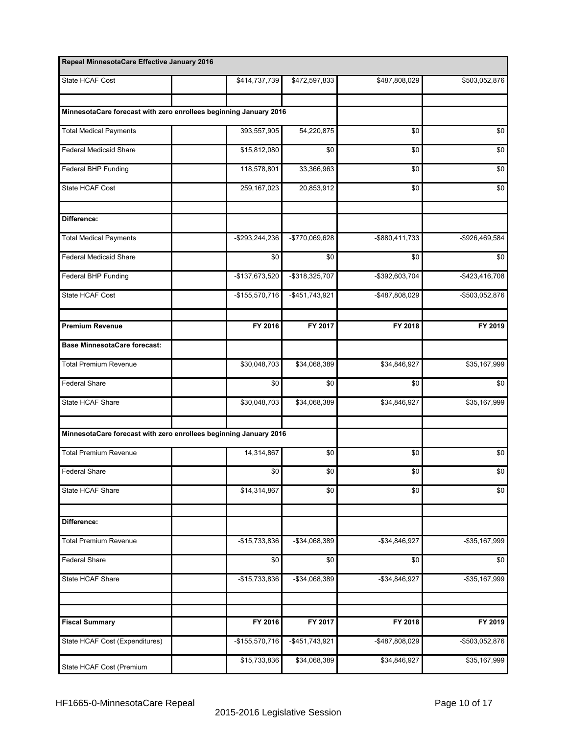| Repeal MinnesotaCare Effective January 2016 | | | | | |
|---|---|---|---|---|---|
| State HCAF Cost | | $414,737,739 | $472,597,833 | $487,808,029 | $503,052,876 |
| | | | | | |
| MinnesotaCare forecast with zero enrollees beginning January 2016 | | | | | |
| Total Medical Payments | | 393,557,905 | 54,220,875 | $0 | $0 |
| Federal Medicaid Share | | $15,812,080 | $0 | $0 | $0 |
| Federal BHP Funding | | 118,578,801 | 33,366,963 | $0 | $0 |
| State HCAF Cost | | 259,167,023 | 20,853,912 | $0 | $0 |
| | | | | | |
| Difference: | | | | | |
| Total Medical Payments | | -$293,244,236 | -$770,069,628 | -$880,411,733 | -$926,469,584 |
| Federal Medicaid Share | | $0 | $0 | $0 | $0 |
| Federal BHP Funding | | -$137,673,520 | -$318,325,707 | -$392,603,704 | -$423,416,708 |
| State HCAF Cost | | -$155,570,716 | -$451,743,921 | -$487,808,029 | -$503,052,876 |
| | | | | | |
| **Premium Revenue** | | **FY 2016** | **FY 2017** | **FY 2018** | **FY 2019** |
| **Base MinnesotaCare forecast:** | | | | | |
| Total Premium Revenue | | $30,048,703 | $34,068,389 | $34,846,927 | $35,167,999 |
| Federal Share | | $0 | $0 | $0 | $0 |
| State HCAF Share | | $30,048,703 | $34,068,389 | $34,846,927 | $35,167,999 |
| | | | | | |
| MinnesotaCare forecast with zero enrollees beginning January 2016 | | | | | |
| Total Premium Revenue | | 14,314,867 | $0 | $0 | $0 |
| Federal Share | | $0 | $0 | $0 | $0 |
| State HCAF Share | | $14,314,867 | $0 | $0 | $0 |
| | | | | | |
| Difference: | | | | | |
| Total Premium Revenue | | -$15,733,836 | -$34,068,389 | -$34,846,927 | -$35,167,999 |
| Federal Share | | $0 | $0 | $0 | $0 |
| State HCAF Share | | -$15,733,836 | -$34,068,389 | -$34,846,927 | -$35,167,999 |
| | | | | | |
| | | | | | |
| **Fiscal Summary** | | **FY 2016** | **FY 2017** | **FY 2018** | **FY 2019** |
| State HCAF Cost (Expenditures) | | -$155,570,716 | -$451,743,921 | -$487,808,029 | -$503,052,876 |
| State HCAF Cost (Premium | | $15,733,836 | $34,068,389 | $34,846,927 | $35,167,999 |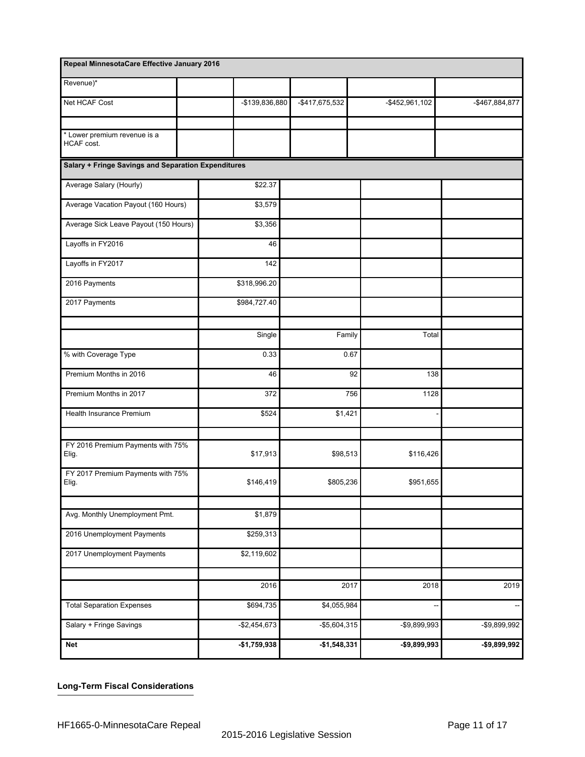| Repeal MinnesotaCare Effective January 2016 | | | | | |
|---|---|---|---|---|---|
| Revenue)* | | | | | |
| Net HCAF Cost | | -$139,836,880 | -$417,675,532 | -$452,961,102 | -$467,884,877 |
| | | | | | |
| * Lower premium revenue is a HCAF cost. | | | | | |

| Salary + Fringe Savings and Separation Expenditures | | | | |
|---|---|---|---|---|
| Average Salary (Hourly) | $22.37 | | | |
| Average Vacation Payout (160 Hours) | $3,579 | | | |
| Average Sick Leave Payout (150 Hours) | $3,356 | | | |
| Layoffs in FY2016 | 46 | | | |
| Layoffs in FY2017 | 142 | | | |
| 2016 Payments | $318,996.20 | | | |
| 2017 Payments | $984,727.40 | | | |
| | | | | |
| | Single | Family | Total | |
| % with Coverage Type | 0.33 | 0.67 | | |
| Premium Months in 2016 | 46 | 92 | 138 | |
| Premium Months in 2017 | 372 | 756 | 1128 | |
| Health Insurance Premium | $524 | $1,421 | - | |
| | | | | |
| FY 2016 Premium Payments with 75% Elig. | $17,913 | $98,513 | $116,426 | |
| FY 2017 Premium Payments with 75% Elig. | $146,419 | $805,236 | $951,655 | |
| | | | | |
| Avg. Monthly Unemployment Pmt. | $1,879 | | | |
| 2016 Unemployment Payments | $259,313 | | | |
| 2017 Unemployment Payments | $2,119,602 | | | |
| | | | | |
| | 2016 | 2017 | 2018 | 2019 |
| Total Separation Expenses | $694,735 | $4,055,984 | -- | -- |
| Salary + Fringe Savings | -$2,454,673 | -$5,604,315 | -$9,899,993 | -$9,899,992 |
| **Net** | **-$1,759,938** | **-$1,548,331** | **-$9,899,993** | **-$9,899,992** |

**Long-Term Fiscal Considerations**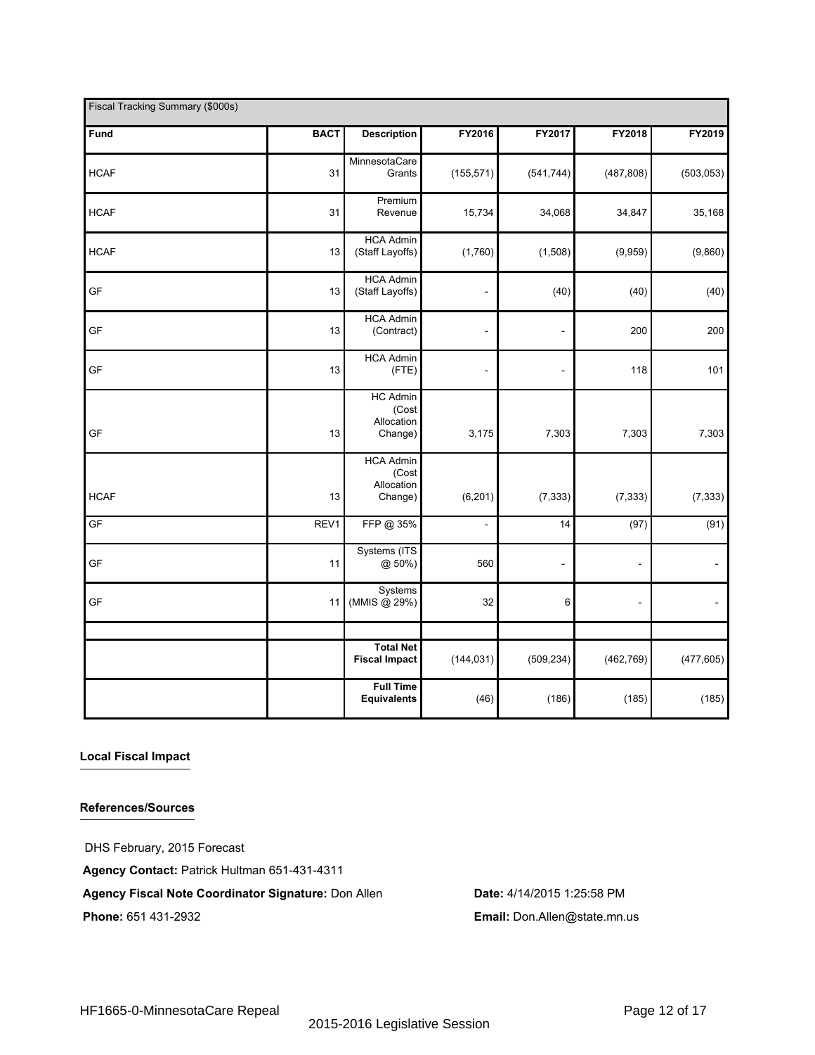| Fiscal Tracking Summary ($000s) | | | | | | |
|---|---|---|---|---|---|---|
| **Fund** | **BACT** | **Description** | **FY2016** | **FY2017** | **FY2018** | **FY2019** |
| HCAF | 31 | MinnesotaCare Grants | (155,571) | (541,744) | (487,808) | (503,053) |
| HCAF | 31 | Premium Revenue | 15,734 | 34,068 | 34,847 | 35,168 |
| HCAF | 13 | HCA Admin (Staff Layoffs) | (1,760) | (1,508) | (9,959) | (9,860) |
| GF | 13 | HCA Admin (Staff Layoffs) | - | (40) | (40) | (40) |
| GF | 13 | HCA Admin (Contract) | - | - | 200 | 200 |
| GF | 13 | HCA Admin (FTE) | - | - | 118 | 101 |
| GF | 13 | HC Admin (Cost Allocation Change) | 3,175 | 7,303 | 7,303 | 7,303 |
| HCAF | 13 | HCA Admin (Cost Allocation Change) | (6,201) | (7,333) | (7,333) | (7,333) |
| GF | REV1 | FFP @ 35% | - | 14 | (97) | (91) |
| GF | 11 | Systems (ITS @ 50%) | 560 | - | - | - |
| GF | 11 | Systems (MMIS @ 29%) | 32 | 6 | - | - |
| | | | | | | |
| | | **Total Net Fiscal Impact** | (144,031) | (509,234) | (462,769) | (477,605) |
| | | **Full Time Equivalents** | (46) | (186) | (185) | (185) |

**Local Fiscal Impact**

**References/Sources**

DHS February, 2015 Forecast

**Agency Contact:** Patrick Hultman 651-431-4311

**Agency Fiscal Note Coordinator Signature:** Don Allen

**Date:** 4/14/2015 1:25:58 PM

**Phone:** 651 431-2932

**Email:** Don.Allen@state.mn.us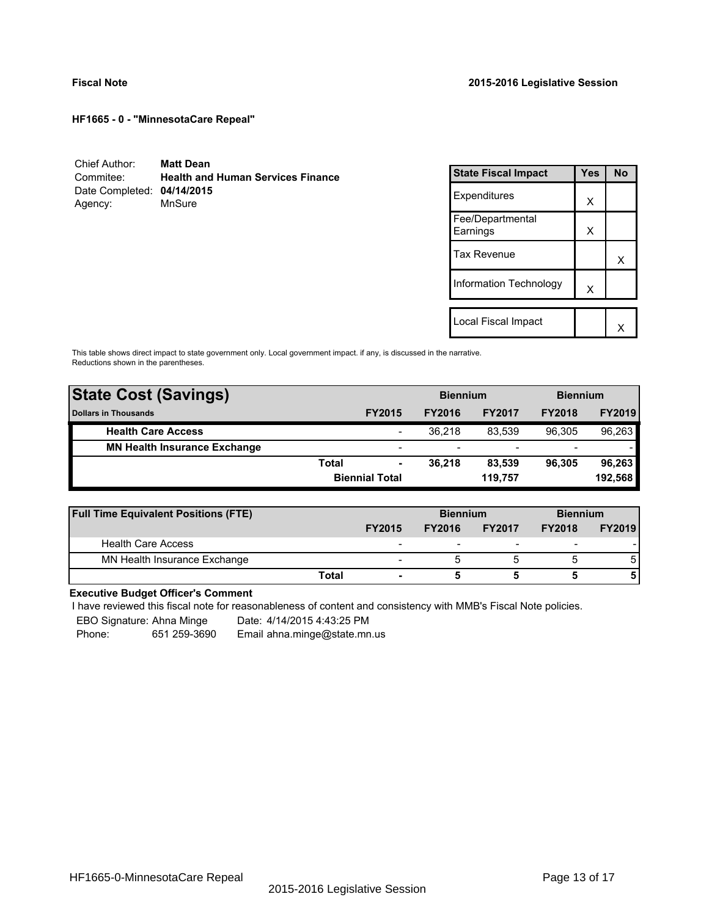**Fiscal Note** **2015-2016 Legislative Session**

**HF1665 - 0 - "MinnesotaCare Repeal"**

Chief Author: **Matt Dean**
Commitee: **Health and Human Services Finance**
Date Completed: **04/14/2015**
Agency: MnSure

| State Fiscal Impact | Yes | No |
|---|---|---|
| Expenditures | X | |
| Fee/Departmental Earnings | X | |
| Tax Revenue | | X |
| Information Technology | X | |
| | | |
| Local Fiscal Impact | | X |

This table shows direct impact to state government only. Local government impact. if any, is discussed in the narrative.
Reductions shown in the parentheses.

| State Cost (Savings) | | | Biennium | | Biennium | |
|---|---|---|---|---|---|---|
| Dollars in Thousands | | FY2015 | FY2016 | FY2017 | FY2018 | FY2019 |
| **Health Care Access** | | - | 36,218 | 83,539 | 96,305 | 96,263 |
| **MN Health Insurance Exchange** | | - | - | - | - | - |
| | **Total** | **-** | **36,218** | **83,539** | **96,305** | **96,263** |
| | **Biennial Total** | | | **119,757** | | **192,568** |

| Full Time Equivalent Positions (FTE) | | | Biennium | | Biennium | |
|---|---|---|---|---|---|---|
| | | FY2015 | FY2016 | FY2017 | FY2018 | FY2019 |
| Health Care Access | | - | - | - | - | - |
| MN Health Insurance Exchange | | - | 5 | 5 | 5 | 5 |
| | **Total** | **-** | **5** | **5** | **5** | **5** |

**Executive Budget Officer's Comment**

I have reviewed this fiscal note for reasonableness of content and consistency with MMB's Fiscal Note policies.

EBO Signature: Ahna Minge Date: 4/14/2015 4:43:25 PM
Phone: 651 259-3690 Email ahna.minge@state.mn.us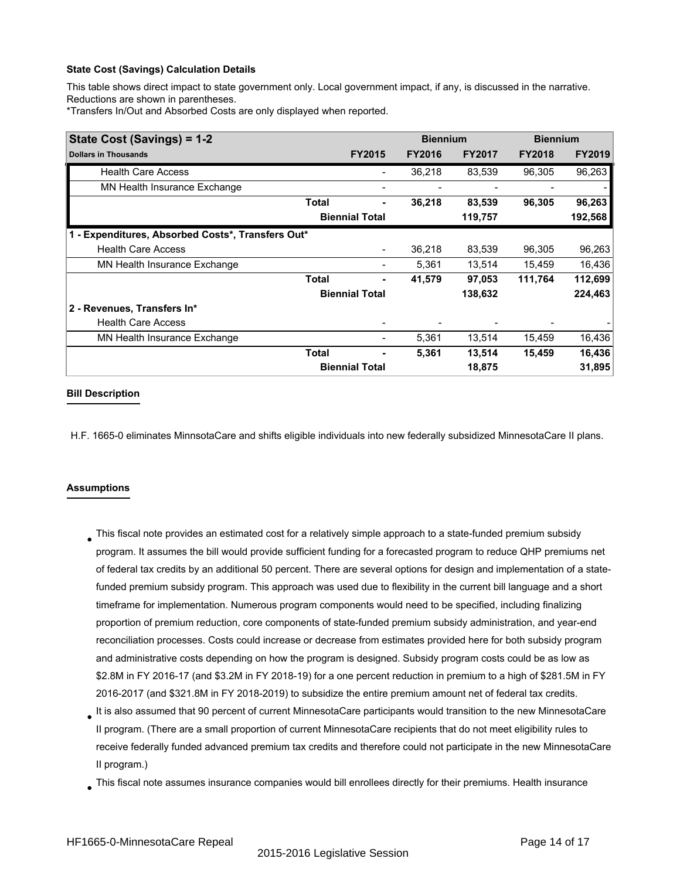### State Cost (Savings) Calculation Details

This table shows direct impact to state government only. Local government impact, if any, is discussed in the narrative. Reductions are shown in parentheses.

*Transfers In/Out and Absorbed Costs are only displayed when reported.

| State Cost (Savings) = 1-2 | | Biennium | | Biennium | |
|---|---|---|---|---|---|
| **Dollars in Thousands** | **FY2015** | **FY2016** | **FY2017** | **FY2018** | **FY2019** |
| Health Care Access | - | 36,218 | 83,539 | 96,305 | 96,263 |
| MN Health Insurance Exchange | - | - | - | - | - |
| **Total** | **-** | **36,218** | **83,539** | **96,305** | **96,263** |
| **Biennial Total** | | | **119,757** | | **192,568** |
| **1 - Expenditures, Absorbed Costs*, Transfers Out*** | | | | | |
| Health Care Access | - | 36,218 | 83,539 | 96,305 | 96,263 |
| MN Health Insurance Exchange | - | 5,361 | 13,514 | 15,459 | 16,436 |
| **Total** | **-** | **41,579** | **97,053** | **111,764** | **112,699** |
| **Biennial Total** | | | **138,632** | | **224,463** |
| **2 - Revenues, Transfers In*** | | | | | |
| Health Care Access | - | - | - | - | - |
| MN Health Insurance Exchange | - | 5,361 | 13,514 | 15,459 | 16,436 |
| **Total** | **-** | **5,361** | **13,514** | **15,459** | **16,436** |
| **Biennial Total** | | | **18,875** | | **31,895** |

### Bill Description

H.F. 1665-0 eliminates MinnsotaCare and shifts eligible individuals into new federally subsidized MinnesotaCare II plans.

### Assumptions

- This fiscal note provides an estimated cost for a relatively simple approach to a state-funded premium subsidy program. It assumes the bill would provide sufficient funding for a forecasted program to reduce QHP premiums net of federal tax credits by an additional 50 percent. There are several options for design and implementation of a state-funded premium subsidy program. This approach was used due to flexibility in the current bill language and a short timeframe for implementation. Numerous program components would need to be specified, including finalizing proportion of premium reduction, core components of state-funded premium subsidy administration, and year-end reconciliation processes. Costs could increase or decrease from estimates provided here for both subsidy program and administrative costs depending on how the program is designed. Subsidy program costs could be as low as $2.8M in FY 2016-17 (and $3.2M in FY 2018-19) for a one percent reduction in premium to a high of $281.5M in FY 2016-2017 (and $321.8M in FY 2018-2019) to subsidize the entire premium amount net of federal tax credits.
- It is also assumed that 90 percent of current MinnesotaCare participants would transition to the new MinnesotaCare II program. (There are a small proportion of current MinnesotaCare recipients that do not meet eligibility rules to receive federally funded advanced premium tax credits and therefore could not participate in the new MinnesotaCare II program.)
- This fiscal note assumes insurance companies would bill enrollees directly for their premiums. Health insurance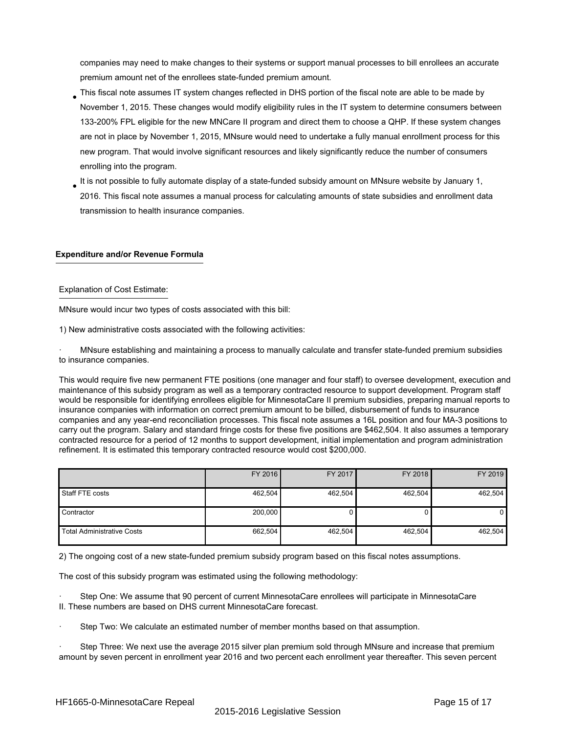companies may need to make changes to their systems or support manual processes to bill enrollees an accurate premium amount net of the enrollees state-funded premium amount.

- This fiscal note assumes IT system changes reflected in DHS portion of the fiscal note are able to be made by November 1, 2015. These changes would modify eligibility rules in the IT system to determine consumers between 133-200% FPL eligible for the new MNCare II program and direct them to choose a QHP. If these system changes are not in place by November 1, 2015, MNsure would need to undertake a fully manual enrollment process for this new program. That would involve significant resources and likely significantly reduce the number of consumers enrolling into the program.
- It is not possible to fully automate display of a state-funded subsidy amount on MNsure website by January 1, 2016. This fiscal note assumes a manual process for calculating amounts of state subsidies and enrollment data transmission to health insurance companies.

## Expenditure and/or Revenue Formula

Explanation of Cost Estimate:

MNsure would incur two types of costs associated with this bill:

1) New administrative costs associated with the following activities:

· MNsure establishing and maintaining a process to manually calculate and transfer state-funded premium subsidies to insurance companies.

This would require five new permanent FTE positions (one manager and four staff) to oversee development, execution and maintenance of this subsidy program as well as a temporary contracted resource to support development. Program staff would be responsible for identifying enrollees eligible for MinnesotaCare II premium subsidies, preparing manual reports to insurance companies with information on correct premium amount to be billed, disbursement of funds to insurance companies and any year-end reconciliation processes. This fiscal note assumes a 16L position and four MA-3 positions to carry out the program. Salary and standard fringe costs for these five positions are $462,504. It also assumes a temporary contracted resource for a period of 12 months to support development, initial implementation and program administration refinement. It is estimated this temporary contracted resource would cost $200,000.

| | FY 2016 | FY 2017 | FY 2018 | FY 2019 |
|---|---|---|---|---|
| Staff FTE costs | 462,504 | 462,504 | 462,504 | 462,504 |
| Contractor | 200,000 | 0 | 0 | 0 |
| Total Administrative Costs | 662,504 | 462,504 | 462,504 | 462,504 |

2) The ongoing cost of a new state-funded premium subsidy program based on this fiscal notes assumptions.

The cost of this subsidy program was estimated using the following methodology:

· Step One: We assume that 90 percent of current MinnesotaCare enrollees will participate in MinnesotaCare II. These numbers are based on DHS current MinnesotaCare forecast.

· Step Two: We calculate an estimated number of member months based on that assumption.

· Step Three: We next use the average 2015 silver plan premium sold through MNsure and increase that premium amount by seven percent in enrollment year 2016 and two percent each enrollment year thereafter. This seven percent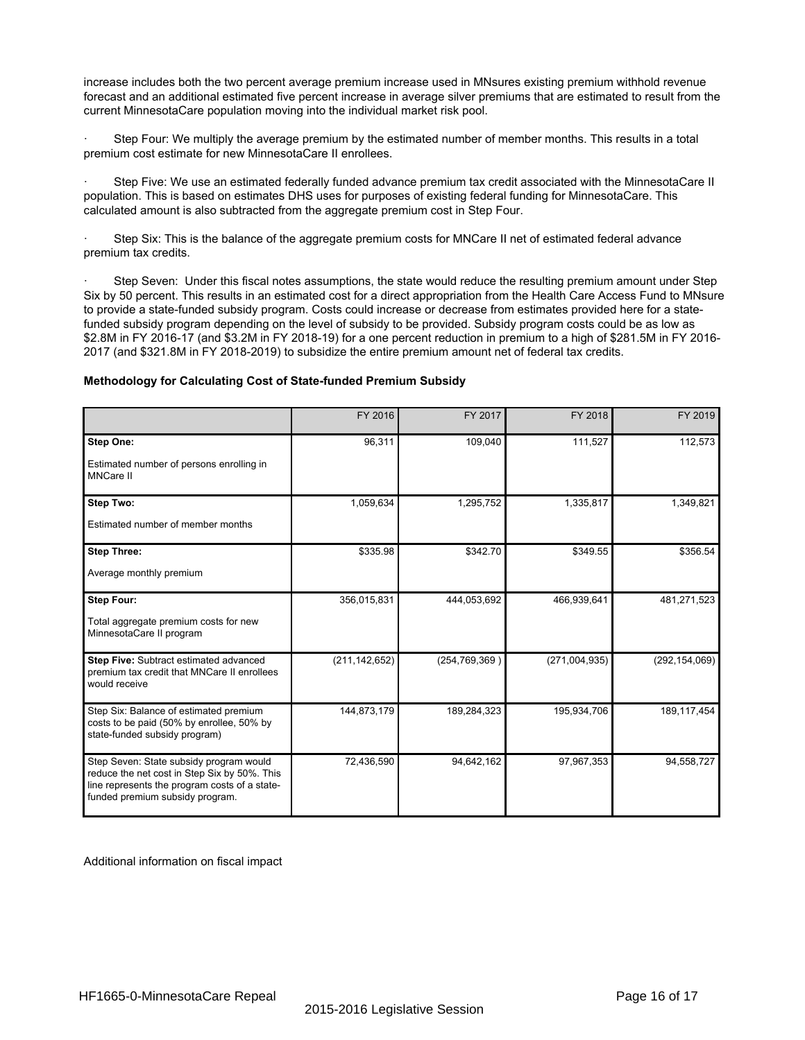increase includes both the two percent average premium increase used in MNsures existing premium withhold revenue forecast and an additional estimated five percent increase in average silver premiums that are estimated to result from the current MinnesotaCare population moving into the individual market risk pool.

· Step Four: We multiply the average premium by the estimated number of member months. This results in a total premium cost estimate for new MinnesotaCare II enrollees.

· Step Five: We use an estimated federally funded advance premium tax credit associated with the MinnesotaCare II population. This is based on estimates DHS uses for purposes of existing federal funding for MinnesotaCare. This calculated amount is also subtracted from the aggregate premium cost in Step Four.

· Step Six: This is the balance of the aggregate premium costs for MNCare II net of estimated federal advance premium tax credits.

· Step Seven: Under this fiscal notes assumptions, the state would reduce the resulting premium amount under Step Six by 50 percent. This results in an estimated cost for a direct appropriation from the Health Care Access Fund to MNsure to provide a state-funded subsidy program. Costs could increase or decrease from estimates provided here for a state-funded subsidy program depending on the level of subsidy to be provided. Subsidy program costs could be as low as $2.8M in FY 2016-17 (and $3.2M in FY 2018-19) for a one percent reduction in premium to a high of $281.5M in FY 2016-2017 (and $321.8M in FY 2018-2019) to subsidize the entire premium amount net of federal tax credits.

**Methodology for Calculating Cost of State-funded Premium Subsidy**

| | FY 2016 | FY 2017 | FY 2018 | FY 2019 |
|---|---|---|---|---|
| **Step One:** Estimated number of persons enrolling in MNCare II | 96,311 | 109,040 | 111,527 | 112,573 |
| **Step Two:** Estimated number of member months | 1,059,634 | 1,295,752 | 1,335,817 | 1,349,821 |
| **Step Three:** Average monthly premium | $335.98 | $342.70 | $349.55 | $356.54 |
| **Step Four:** Total aggregate premium costs for new MinnesotaCare II program | 356,015,831 | 444,053,692 | 466,939,641 | 481,271,523 |
| **Step Five:** Subtract estimated advanced premium tax credit that MNCare II enrollees would receive | (211,142,652) | (254,769,369 ) | (271,004,935) | (292,154,069) |
| Step Six: Balance of estimated premium costs to be paid (50% by enrollee, 50% by state-funded subsidy program) | 144,873,179 | 189,284,323 | 195,934,706 | 189,117,454 |
| Step Seven: State subsidy program would reduce the net cost in Step Six by 50%. This line represents the program costs of a state-funded premium subsidy program. | 72,436,590 | 94,642,162 | 97,967,353 | 94,558,727 |

Additional information on fiscal impact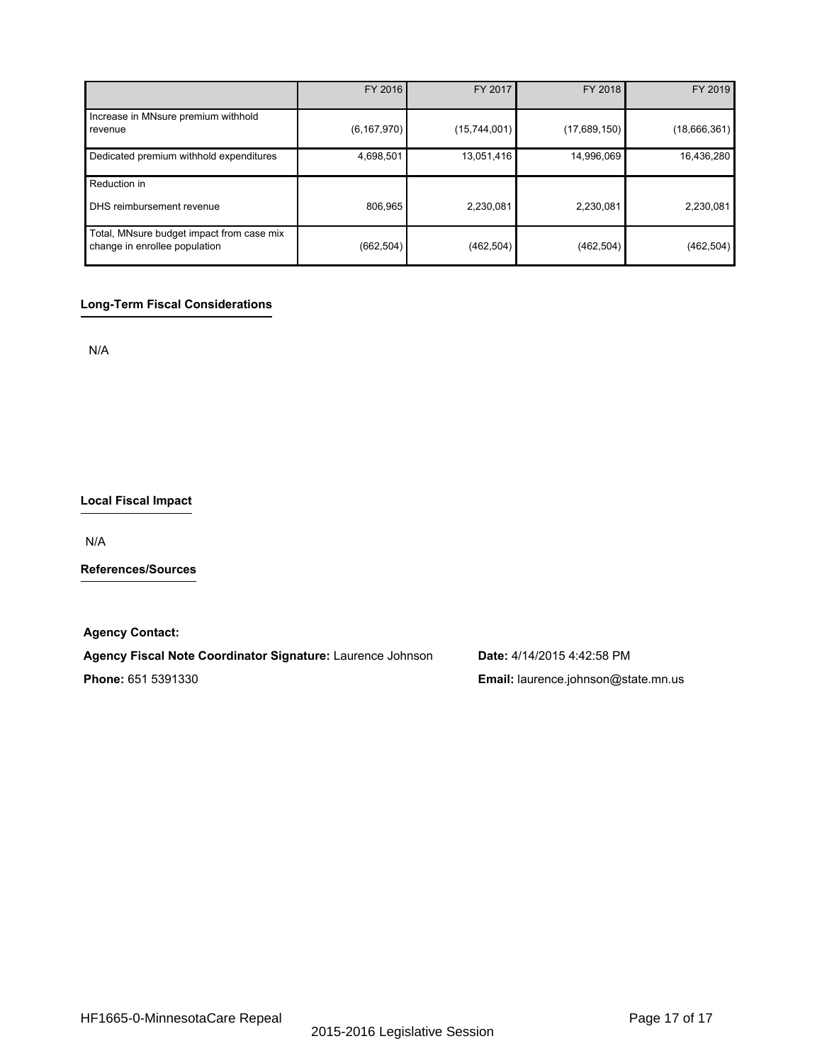| | FY 2016 | FY 2017 | FY 2018 | FY 2019 |
|---|---|---|---|---|
| Increase in MNsure premium withhold revenue | (6,167,970) | (15,744,001) | (17,689,150) | (18,666,361) |
| Dedicated premium withhold expenditures | 4,698,501 | 13,051,416 | 14,996,069 | 16,436,280 |
| Reduction in DHS reimbursement revenue | 806,965 | 2,230,081 | 2,230,081 | 2,230,081 |
| Total, MNsure budget impact from case mix change in enrollee population | (662,504) | (462,504) | (462,504) | (462,504) |

**Long-Term Fiscal Considerations**

N/A

**Local Fiscal Impact**

N/A

**References/Sources**

**Agency Contact:**

**Agency Fiscal Note Coordinator Signature:** Laurence Johnson

**Date:** 4/14/2015 4:42:58 PM

**Phone:** 651 5391330

**Email:** laurence.johnson@state.mn.us